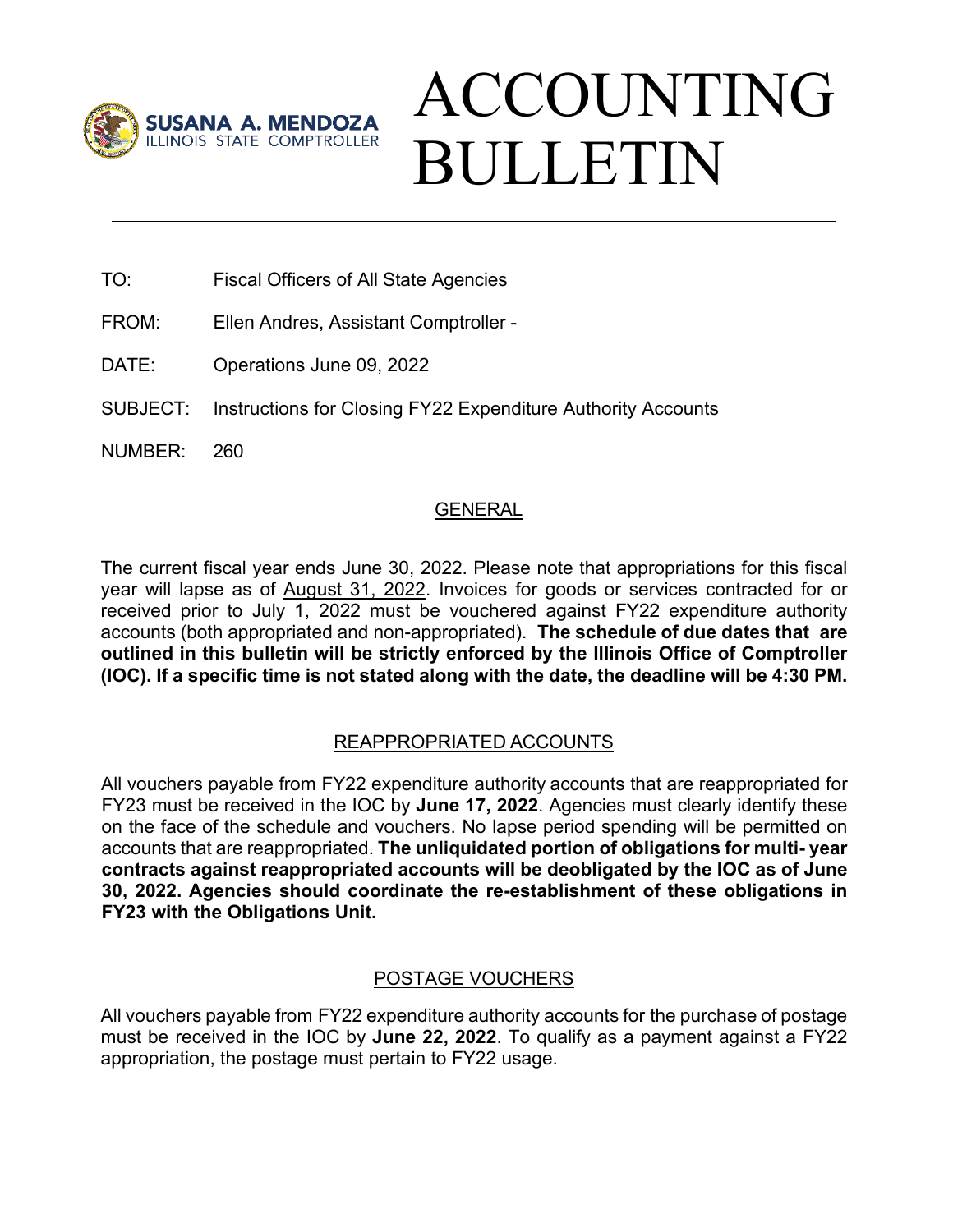SUSANA A. MENDOZA
ILLINOIS STATE COMPTROLLER

# ACCOUNTING BULLETIN

TO: Fiscal Officers of All State Agencies

FROM: Ellen Andres, Assistant Comptroller -

DATE: Operations June 09, 2022

SUBJECT: Instructions for Closing FY22 Expenditure Authority Accounts

NUMBER: 260

## GENERAL

The current fiscal year ends June 30, 2022. Please note that appropriations for this fiscal year will lapse as of August 31, 2022. Invoices for goods or services contracted for or received prior to July 1, 2022 must be vouchered against FY22 expenditure authority accounts (both appropriated and non-appropriated). **The schedule of due dates that are outlined in this bulletin will be strictly enforced by the Illinois Office of Comptroller (IOC). If a specific time is not stated along with the date, the deadline will be 4:30 PM.**

## REAPPROPRIATED ACCOUNTS

All vouchers payable from FY22 expenditure authority accounts that are reappropriated for FY23 must be received in the IOC by **June 17, 2022**. Agencies must clearly identify these on the face of the schedule and vouchers. No lapse period spending will be permitted on accounts that are reappropriated. **The unliquidated portion of obligations for multi- year contracts against reappropriated accounts will be deobligated by the IOC as of June 30, 2022. Agencies should coordinate the re-establishment of these obligations in FY23 with the Obligations Unit.**

## POSTAGE VOUCHERS

All vouchers payable from FY22 expenditure authority accounts for the purchase of postage must be received in the IOC by **June 22, 2022**. To qualify as a payment against a FY22 appropriation, the postage must pertain to FY22 usage.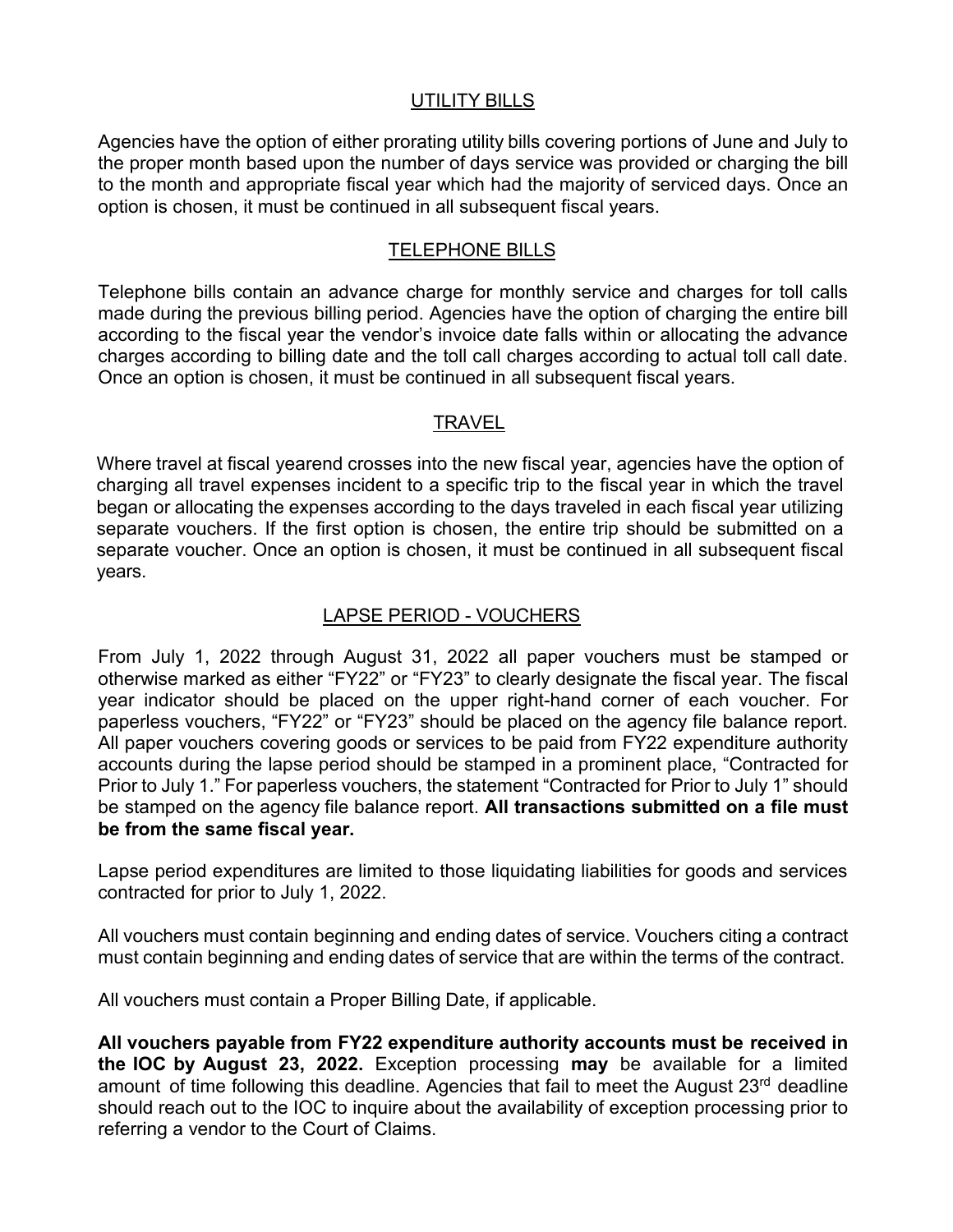## UTILITY BILLS

Agencies have the option of either prorating utility bills covering portions of June and July to the proper month based upon the number of days service was provided or charging the bill to the month and appropriate fiscal year which had the majority of serviced days. Once an option is chosen, it must be continued in all subsequent fiscal years.

## TELEPHONE BILLS

Telephone bills contain an advance charge for monthly service and charges for toll calls made during the previous billing period. Agencies have the option of charging the entire bill according to the fiscal year the vendor's invoice date falls within or allocating the advance charges according to billing date and the toll call charges according to actual toll call date. Once an option is chosen, it must be continued in all subsequent fiscal years.

## TRAVEL

Where travel at fiscal yearend crosses into the new fiscal year, agencies have the option of charging all travel expenses incident to a specific trip to the fiscal year in which the travel began or allocating the expenses according to the days traveled in each fiscal year utilizing separate vouchers. If the first option is chosen, the entire trip should be submitted on a separate voucher. Once an option is chosen, it must be continued in all subsequent fiscal years.

## LAPSE PERIOD - VOUCHERS

From July 1, 2022 through August 31, 2022 all paper vouchers must be stamped or otherwise marked as either "FY22" or "FY23" to clearly designate the fiscal year. The fiscal year indicator should be placed on the upper right-hand corner of each voucher. For paperless vouchers, "FY22" or "FY23" should be placed on the agency file balance report. All paper vouchers covering goods or services to be paid from FY22 expenditure authority accounts during the lapse period should be stamped in a prominent place, "Contracted for Prior to July 1." For paperless vouchers, the statement "Contracted for Prior to July 1" should be stamped on the agency file balance report. **All transactions submitted on a file must be from the same fiscal year.**

Lapse period expenditures are limited to those liquidating liabilities for goods and services contracted for prior to July 1, 2022.

All vouchers must contain beginning and ending dates of service. Vouchers citing a contract must contain beginning and ending dates of service that are within the terms of the contract.

All vouchers must contain a Proper Billing Date, if applicable.

**All vouchers payable from FY22 expenditure authority accounts must be received in the IOC by August 23, 2022.** Exception processing **may** be available for a limited amount of time following this deadline. Agencies that fail to meet the August 23rd deadline should reach out to the IOC to inquire about the availability of exception processing prior to referring a vendor to the Court of Claims.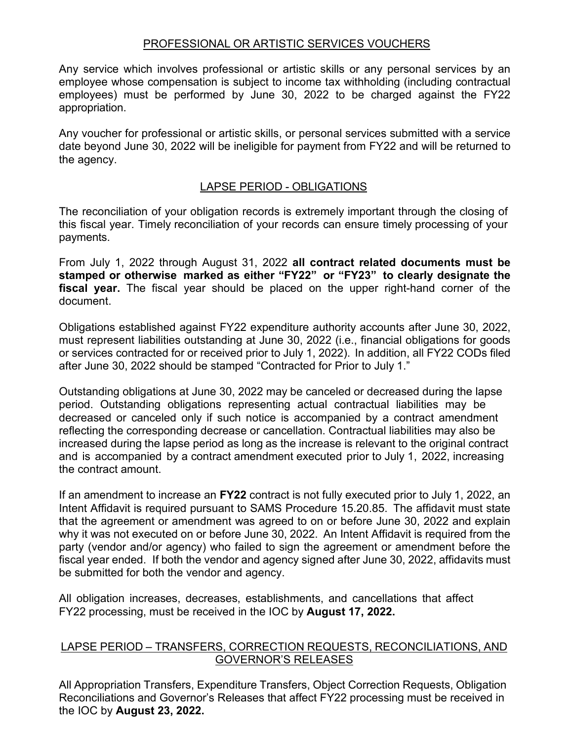## PROFESSIONAL OR ARTISTIC SERVICES VOUCHERS

Any service which involves professional or artistic skills or any personal services by an employee whose compensation is subject to income tax withholding (including contractual employees) must be performed by June 30, 2022 to be charged against the FY22 appropriation.

Any voucher for professional or artistic skills, or personal services submitted with a service date beyond June 30, 2022 will be ineligible for payment from FY22 and will be returned to the agency.

## LAPSE PERIOD - OBLIGATIONS

The reconciliation of your obligation records is extremely important through the closing of this fiscal year. Timely reconciliation of your records can ensure timely processing of your payments.

From July 1, 2022 through August 31, 2022 **all contract related documents must be stamped or otherwise marked as either "FY22" or "FY23" to clearly designate the fiscal year.** The fiscal year should be placed on the upper right-hand corner of the document.

Obligations established against FY22 expenditure authority accounts after June 30, 2022, must represent liabilities outstanding at June 30, 2022 (i.e., financial obligations for goods or services contracted for or received prior to July 1, 2022). In addition, all FY22 CODs filed after June 30, 2022 should be stamped "Contracted for Prior to July 1."

Outstanding obligations at June 30, 2022 may be canceled or decreased during the lapse period. Outstanding obligations representing actual contractual liabilities may be decreased or canceled only if such notice is accompanied by a contract amendment reflecting the corresponding decrease or cancellation. Contractual liabilities may also be increased during the lapse period as long as the increase is relevant to the original contract and is accompanied by a contract amendment executed prior to July 1, 2022, increasing the contract amount.

If an amendment to increase an **FY22** contract is not fully executed prior to July 1, 2022, an Intent Affidavit is required pursuant to SAMS Procedure 15.20.85. The affidavit must state that the agreement or amendment was agreed to on or before June 30, 2022 and explain why it was not executed on or before June 30, 2022. An Intent Affidavit is required from the party (vendor and/or agency) who failed to sign the agreement or amendment before the fiscal year ended. If both the vendor and agency signed after June 30, 2022, affidavits must be submitted for both the vendor and agency.

All obligation increases, decreases, establishments, and cancellations that affect FY22 processing, must be received in the IOC by **August 17, 2022.**

## LAPSE PERIOD – TRANSFERS, CORRECTION REQUESTS, RECONCILIATIONS, AND GOVERNOR'S RELEASES

All Appropriation Transfers, Expenditure Transfers, Object Correction Requests, Obligation Reconciliations and Governor's Releases that affect FY22 processing must be received in the IOC by **August 23, 2022.**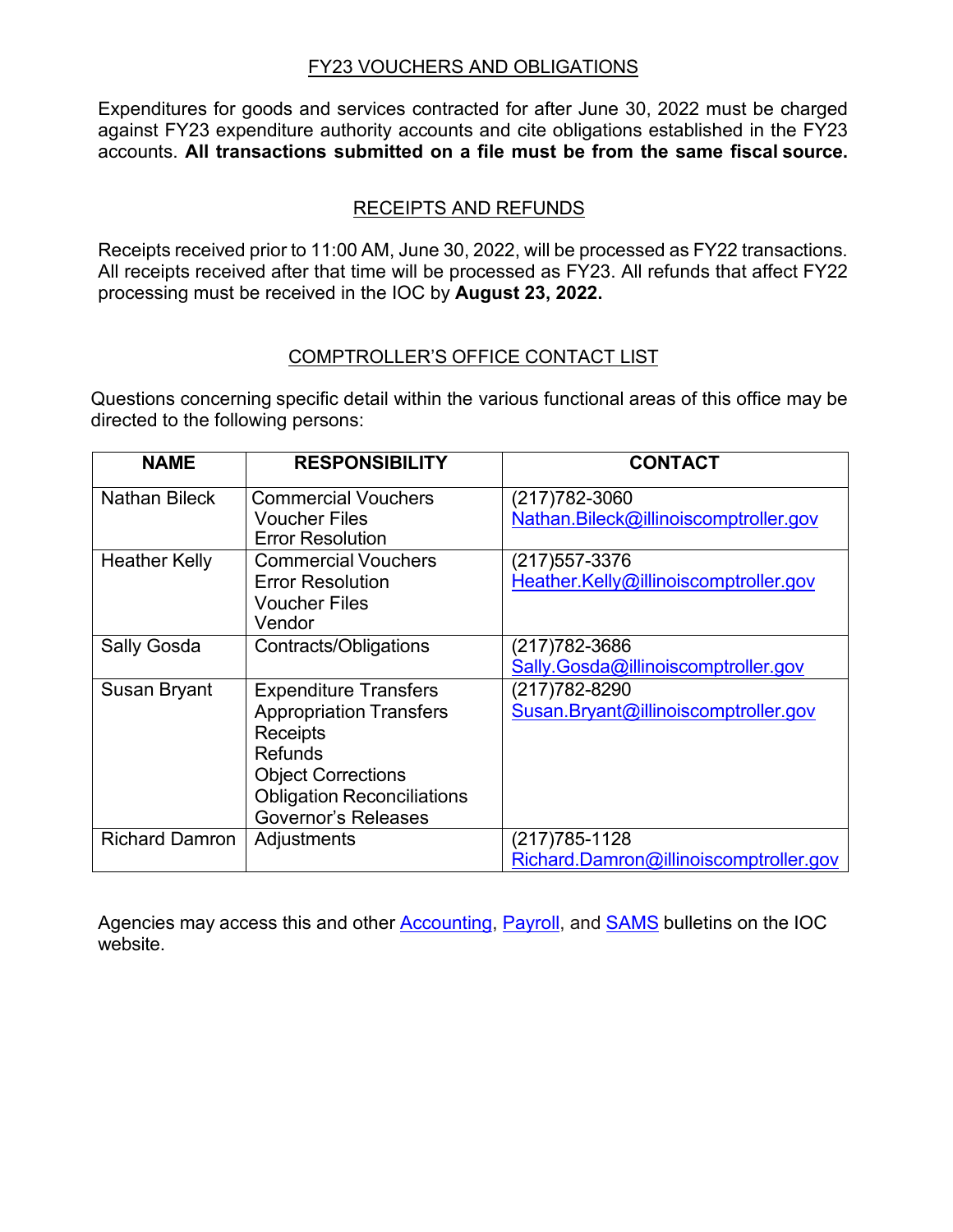## FY23 VOUCHERS AND OBLIGATIONS

Expenditures for goods and services contracted for after June 30, 2022 must be charged against FY23 expenditure authority accounts and cite obligations established in the FY23 accounts. **All transactions submitted on a file must be from the same fiscal source.**

## RECEIPTS AND REFUNDS

Receipts received prior to 11:00 AM, June 30, 2022, will be processed as FY22 transactions. All receipts received after that time will be processed as FY23. All refunds that affect FY22 processing must be received in the IOC by **August 23, 2022.**

## COMPTROLLER'S OFFICE CONTACT LIST

Questions concerning specific detail within the various functional areas of this office may be directed to the following persons:

| NAME | RESPONSIBILITY | CONTACT |
|---|---|---|
| Nathan Bileck | Commercial Vouchers<br>Voucher Files<br>Error Resolution | (217)782-3060<br>Nathan.Bileck@illinoiscomptroller.gov |
| Heather Kelly | Commercial Vouchers<br>Error Resolution<br>Voucher Files<br>Vendor | (217)557-3376<br>Heather.Kelly@illinoiscomptroller.gov |
| Sally Gosda | Contracts/Obligations | (217)782-3686<br>Sally.Gosda@illinoiscomptroller.gov |
| Susan Bryant | Expenditure Transfers<br>Appropriation Transfers<br>Receipts<br>Refunds<br>Object Corrections<br>Obligation Reconciliations<br>Governor's Releases | (217)782-8290<br>Susan.Bryant@illinoiscomptroller.gov |
| Richard Damron | Adjustments | (217)785-1128<br>Richard.Damron@illinoiscomptroller.gov |

Agencies may access this and other Accounting, Payroll, and SAMS bulletins on the IOC website.